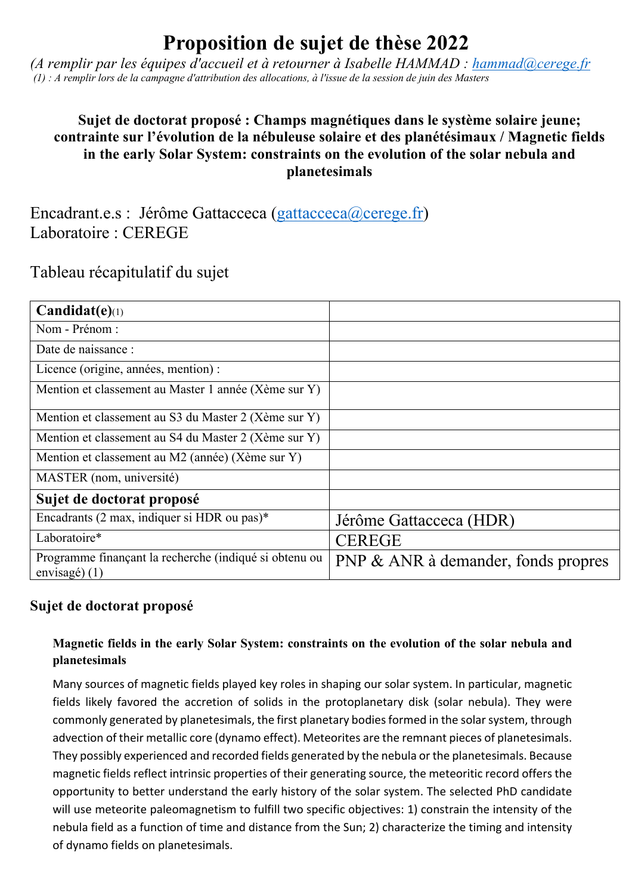# Proposition de sujet de thèse 2022

*(A remplir par les équipes d'accueil et à retourner à Isabelle HAMMAD : hammad@cerege.fr*
*(1) : A remplir lors de la campagne d'attribution des allocations, à l'issue de la session de juin des Masters*

**Sujet de doctorat proposé : Champs magnétiques dans le système solaire jeune; contrainte sur l'évolution de la nébuleuse solaire et des planétésimaux / Magnetic fields in the early Solar System: constraints on the evolution of the solar nebula and planetesimals**

Encadrant.e.s : Jérôme Gattacceca (gattacceca@cerege.fr)
Laboratoire : CEREGE

Tableau récapitulatif du sujet

| **Candidat(e)**(1) | |
|---|---|
| Nom - Prénom : | |
| Date de naissance : | |
| Licence (origine, années, mention) : | |
| Mention et classement au Master 1 année (Xème sur Y) | |
| Mention et classement au S3 du Master 2 (Xème sur Y) | |
| Mention et classement au S4 du Master 2 (Xème sur Y) | |
| Mention et classement au M2 (année) (Xème sur Y) | |
| MASTER (nom, université) | |
| **Sujet de doctorat proposé** | |
| Encadrants (2 max, indiquer si HDR ou pas)* | Jérôme Gattacceca (HDR) |
| Laboratoire* | CEREGE |
| Programme finançant la recherche (indiqué si obtenu ou envisagé) (1) | PNP & ANR à demander, fonds propres |

## Sujet de doctorat proposé

### Magnetic fields in the early Solar System: constraints on the evolution of the solar nebula and planetesimals

Many sources of magnetic fields played key roles in shaping our solar system. In particular, magnetic fields likely favored the accretion of solids in the protoplanetary disk (solar nebula). They were commonly generated by planetesimals, the first planetary bodies formed in the solar system, through advection of their metallic core (dynamo effect). Meteorites are the remnant pieces of planetesimals. They possibly experienced and recorded fields generated by the nebula or the planetesimals. Because magnetic fields reflect intrinsic properties of their generating source, the meteoritic record offers the opportunity to better understand the early history of the solar system. The selected PhD candidate will use meteorite paleomagnetism to fulfill two specific objectives: 1) constrain the intensity of the nebula field as a function of time and distance from the Sun; 2) characterize the timing and intensity of dynamo fields on planetesimals.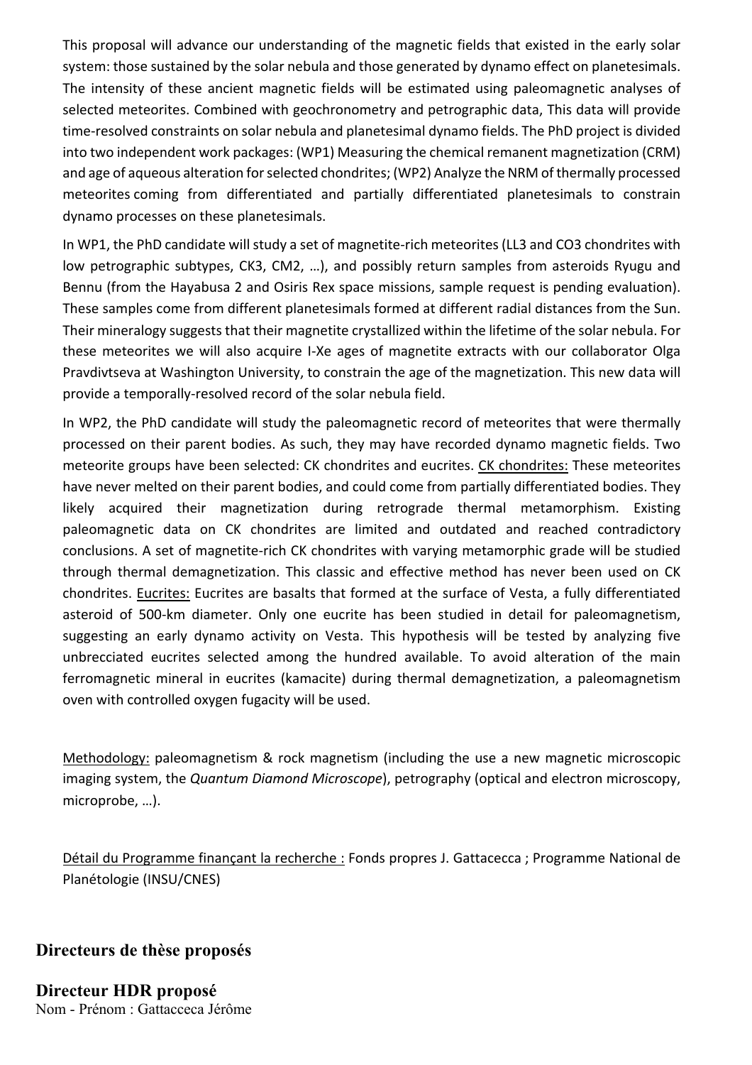This proposal will advance our understanding of the magnetic fields that existed in the early solar system: those sustained by the solar nebula and those generated by dynamo effect on planetesimals. The intensity of these ancient magnetic fields will be estimated using paleomagnetic analyses of selected meteorites. Combined with geochronometry and petrographic data, This data will provide time-resolved constraints on solar nebula and planetesimal dynamo fields. The PhD project is divided into two independent work packages: (WP1) Measuring the chemical remanent magnetization (CRM) and age of aqueous alteration for selected chondrites; (WP2) Analyze the NRM of thermally processed meteorites coming from differentiated and partially differentiated planetesimals to constrain dynamo processes on these planetesimals.

In WP1, the PhD candidate will study a set of magnetite-rich meteorites (LL3 and CO3 chondrites with low petrographic subtypes, CK3, CM2, …), and possibly return samples from asteroids Ryugu and Bennu (from the Hayabusa 2 and Osiris Rex space missions, sample request is pending evaluation). These samples come from different planetesimals formed at different radial distances from the Sun. Their mineralogy suggests that their magnetite crystallized within the lifetime of the solar nebula. For these meteorites we will also acquire I-Xe ages of magnetite extracts with our collaborator Olga Pravdivtseva at Washington University, to constrain the age of the magnetization. This new data will provide a temporally-resolved record of the solar nebula field.

In WP2, the PhD candidate will study the paleomagnetic record of meteorites that were thermally processed on their parent bodies. As such, they may have recorded dynamo magnetic fields. Two meteorite groups have been selected: CK chondrites and eucrites. <u>CK chondrites:</u> These meteorites have never melted on their parent bodies, and could come from partially differentiated bodies. They likely acquired their magnetization during retrograde thermal metamorphism. Existing paleomagnetic data on CK chondrites are limited and outdated and reached contradictory conclusions. A set of magnetite-rich CK chondrites with varying metamorphic grade will be studied through thermal demagnetization. This classic and effective method has never been used on CK chondrites. <u>Eucrites:</u> Eucrites are basalts that formed at the surface of Vesta, a fully differentiated asteroid of 500-km diameter. Only one eucrite has been studied in detail for paleomagnetism, suggesting an early dynamo activity on Vesta. This hypothesis will be tested by analyzing five unbrecciated eucrites selected among the hundred available. To avoid alteration of the main ferromagnetic mineral in eucrites (kamacite) during thermal demagnetization, a paleomagnetism oven with controlled oxygen fugacity will be used.

<u>Methodology:</u> paleomagnetism & rock magnetism (including the use a new magnetic microscopic imaging system, the *Quantum Diamond Microscope*), petrography (optical and electron microscopy, microprobe, …).

<u>Détail du Programme finançant la recherche :</u> Fonds propres J. Gattacecca ; Programme National de Planétologie (INSU/CNES)

## Directeurs de thèse proposés

## Directeur HDR proposé

Nom - Prénom : Gattacceca Jérôme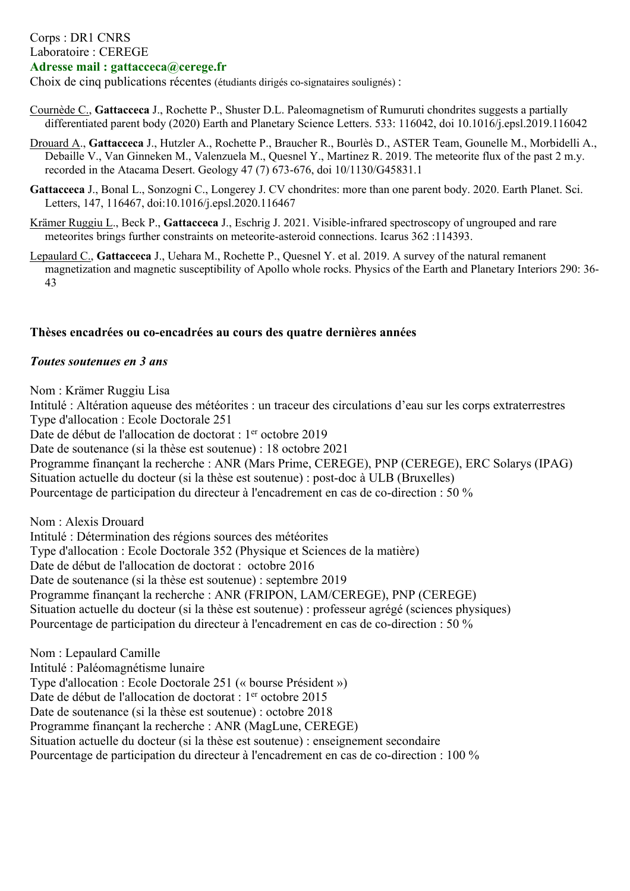Corps : DR1 CNRS
Laboratoire : CEREGE
**Adresse mail : gattacceca@cerege.fr**
Choix de cinq publications récentes (étudiants dirigés co-signataires soulignés) :

<u>Cournède C.</u>, **Gattacceca** J., Rochette P., Shuster D.L. Paleomagnetism of Rumuruti chondrites suggests a partially differentiated parent body (2020) Earth and Planetary Science Letters. 533: 116042, doi 10.1016/j.epsl.2019.116042

<u>Drouard A</u>., **Gattacceca** J., Hutzler A., Rochette P., Braucher R., Bourlès D., ASTER Team, Gounelle M., Morbidelli A., Debaille V., Van Ginneken M., Valenzuela M., Quesnel Y., Martinez R. 2019. The meteorite flux of the past 2 m.y. recorded in the Atacama Desert. Geology 47 (7) 673-676, doi 10/1130/G45831.1

**Gattacceca** J., Bonal L., Sonzogni C., Longerey J. CV chondrites: more than one parent body. 2020. Earth Planet. Sci. Letters, 147, 116467, doi:10.1016/j.epsl.2020.116467

<u>Krämer Ruggiu L</u>., Beck P., **Gattacceca** J., Eschrig J. 2021. Visible-infrared spectroscopy of ungrouped and rare meteorites brings further constraints on meteorite-asteroid connections. Icarus 362 :114393.

<u>Lepaulard C.</u>, **Gattacceca** J., Uehara M., Rochette P., Quesnel Y. et al. 2019. A survey of the natural remanent magnetization and magnetic susceptibility of Apollo whole rocks. Physics of the Earth and Planetary Interiors 290: 36-43

**Thèses encadrées ou co-encadrées au cours des quatre dernières années**

***Toutes soutenues en 3 ans***

Nom : Krämer Ruggiu Lisa
Intitulé : Altération aqueuse des météorites : un traceur des circulations d'eau sur les corps extraterrestres
Type d'allocation : Ecole Doctorale 251
Date de début de l'allocation de doctorat : 1er octobre 2019
Date de soutenance (si la thèse est soutenue) : 18 octobre 2021
Programme finançant la recherche : ANR (Mars Prime, CEREGE), PNP (CEREGE), ERC Solarys (IPAG)
Situation actuelle du docteur (si la thèse est soutenue) : post-doc à ULB (Bruxelles)
Pourcentage de participation du directeur à l'encadrement en cas de co-direction : 50 %

Nom : Alexis Drouard
Intitulé : Détermination des régions sources des météorites
Type d'allocation : Ecole Doctorale 352 (Physique et Sciences de la matière)
Date de début de l'allocation de doctorat : octobre 2016
Date de soutenance (si la thèse est soutenue) : septembre 2019
Programme finançant la recherche : ANR (FRIPON, LAM/CEREGE), PNP (CEREGE)
Situation actuelle du docteur (si la thèse est soutenue) : professeur agrégé (sciences physiques)
Pourcentage de participation du directeur à l'encadrement en cas de co-direction : 50 %

Nom : Lepaulard Camille
Intitulé : Paléomagnétisme lunaire
Type d'allocation : Ecole Doctorale 251 (« bourse Président »)
Date de début de l'allocation de doctorat : 1er octobre 2015
Date de soutenance (si la thèse est soutenue) : octobre 2018
Programme finançant la recherche : ANR (MagLune, CEREGE)
Situation actuelle du docteur (si la thèse est soutenue) : enseignement secondaire
Pourcentage de participation du directeur à l'encadrement en cas de co-direction : 100 %